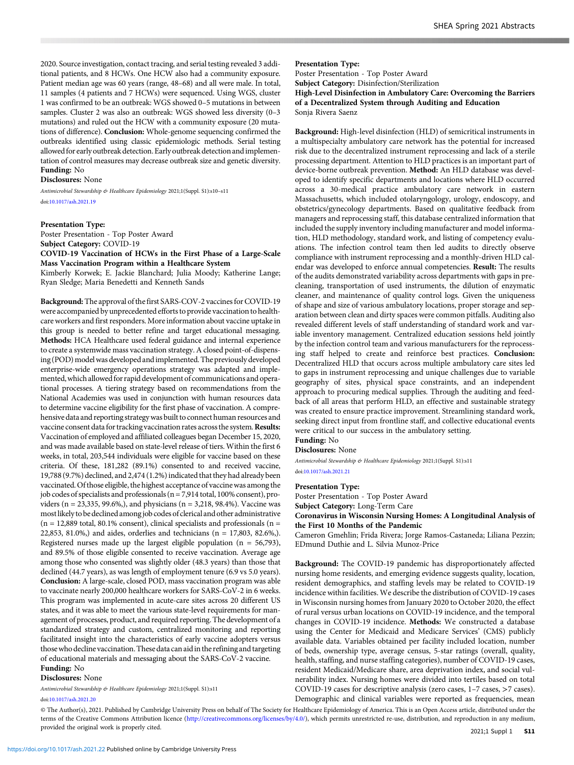2020. Source investigation, contact tracing, and serial testing revealed 3 additional patients, and 8 HCWs. One HCW also had a community exposure. Patient median age was 60 years (range, 48–68) and all were male. In total, 11 samples (4 patients and 7 HCWs) were sequenced. Using WGS, cluster 1 was confirmed to be an outbreak: WGS showed 0–5 mutations in between samples. Cluster 2 was also an outbreak: WGS showed less diversity (0–3 mutations) and ruled out the HCW with a community exposure (20 mutations of difference). **Conclusion:** Whole-genome sequencing confirmed the outbreaks identified using classic epidemiologic methods. Serial testing allowed for early outbreak detection. Early outbreak detection and implementation of control measures may decrease outbreak size and genetic diversity.

**Funding:** No

**Disclosures:** None

*Antimicrobial Stewardship & Healthcare Epidemiology* 2021;1(Suppl. S1):s10–s11

doi:10.1017/ash.2021.19

**Presentation Type:**

Poster Presentation - Top Poster Award

**Subject Category:** COVID-19

**COVID-19 Vaccination of HCWs in the First Phase of a Large-Scale Mass Vaccination Program within a Healthcare System**

Kimberly Korwek; E. Jackie Blanchard; Julia Moody; Katherine Lange; Ryan Sledge; Maria Benedetti and Kenneth Sands

**Background:** The approval of the first SARS-COV-2 vaccines for COVID-19 were accompanied by unprecedented efforts to provide vaccination to healthcare workers and first responders. More information about vaccine uptake in this group is needed to better refine and target educational messaging. **Methods:** HCA Healthcare used federal guidance and internal experience to create a systemwide mass vaccination strategy. A closed point-of-dispensing (POD) model was developed and implemented. The previously developed enterprise-wide emergency operations strategy was adapted and implemented, which allowed for rapid development of communications and operational processes. A tiering strategy based on recommendations from the National Academies was used in conjunction with human resources data to determine vaccine eligibility for the first phase of vaccination. A comprehensive data and reporting strategy was built to connect human resources and vaccine consent data for tracking vaccination rates across the system. **Results:** Vaccination of employed and affiliated colleagues began December 15, 2020, and was made available based on state-level release of tiers. Within the first 6 weeks, in total, 203,544 individuals were eligible for vaccine based on these criteria. Of these, 181,282 (89.1%) consented to and received vaccine, 19,788 (9.7%) declined, and 2,474 (1.2%) indicated that they had already been vaccinated. Of those eligible, the highest acceptance of vaccine was among the job codes of specialists and professionals (n = 7,914 total, 100% consent), providers (n = 23,335, 99.6%,), and physicians (n = 3,218, 98.4%). Vaccine was most likely to be declined among job codes of clerical and other administrative (n = 12,889 total, 80.1% consent), clinical specialists and professionals (n = 22,853, 81.0%,) and aides, orderlies and technicians (n = 17,803, 82.6%,). Registered nurses made up the largest eligible population (n = 56,793), and 89.5% of those eligible consented to receive vaccination. Average age among those who consented was slightly older (48.3 years) than those that declined (44.7 years), as was length of employment tenure (6.9 vs 5.0 years). **Conclusion:** A large-scale, closed POD, mass vaccination program was able to vaccinate nearly 200,000 healthcare workers for SARS-CoV-2 in 6 weeks. This program was implemented in acute-care sites across 20 different US states, and it was able to meet the various state-level requirements for management of processes, product, and required reporting. The development of a standardized strategy and custom, centralized monitoring and reporting facilitated insight into the characteristics of early vaccine adopters versus those who decline vaccination. These data can aid in the refining and targeting of educational materials and messaging about the SARS-CoV-2 vaccine.

**Funding:** No

**Disclosures:** None

*Antimicrobial Stewardship & Healthcare Epidemiology* 2021;1(Suppl. S1):s11

doi:10.1017/ash.2021.20

**Presentation Type:**

Poster Presentation - Top Poster Award

**Subject Category:** Disinfection/Sterilization

**High-Level Disinfection in Ambulatory Care: Overcoming the Barriers of a Decentralized System through Auditing and Education**

Sonja Rivera Saenz

**Background:** High-level disinfection (HLD) of semicritical instruments in a multispecialty ambulatory care network has the potential for increased risk due to the decentralized instrument reprocessing and lack of a sterile processing department. Attention to HLD practices is an important part of device-borne outbreak prevention. **Method:** An HLD database was developed to identify specific departments and locations where HLD occurred across a 30-medical practice ambulatory care network in eastern Massachusetts, which included otolaryngology, urology, endoscopy, and obstetrics/gynecology departments. Based on qualitative feedback from managers and reprocessing staff, this database centralized information that included the supply inventory including manufacturer and model information, HLD methodology, standard work, and listing of competency evaluations. The infection control team then led audits to directly observe compliance with instrument reprocessing and a monthly-driven HLD calendar was developed to enforce annual competencies. **Result:** The results of the audits demonstrated variability across departments with gaps in precleaning, transportation of used instruments, the dilution of enzymatic cleaner, and maintenance of quality control logs. Given the uniqueness of shape and size of various ambulatory locations, proper storage and separation between clean and dirty spaces were common pitfalls. Auditing also revealed different levels of staff understanding of standard work and variable inventory management. Centralized education sessions held jointly by the infection control team and various manufacturers for the reprocessing staff helped to create and reinforce best practices. **Conclusion:** Decentralized HLD that occurs across multiple ambulatory care sites led to gaps in instrument reprocessing and unique challenges due to variable geography of sites, physical space constraints, and an independent approach to procuring medical supplies. Through the auditing and feedback of all areas that perform HLD, an effective and sustainable strategy was created to ensure practice improvement. Streamlining standard work, seeking direct input from frontline staff, and collective educational events were critical to our success in the ambulatory setting.

**Funding:** No

**Disclosures:** None

*Antimicrobial Stewardship & Healthcare Epidemiology* 2021;1(Suppl. S1):s11

doi:10.1017/ash.2021.21

**Presentation Type:**

Poster Presentation - Top Poster Award

**Subject Category:** Long-Term Care

**Coronavirus in Wisconsin Nursing Homes: A Longitudinal Analysis of the First 10 Months of the Pandemic**

Cameron Gmehlin; Frida Rivera; Jorge Ramos-Castaneda; Liliana Pezzin; EDmund Duthie and L. Silvia Munoz-Price

**Background:** The COVID-19 pandemic has disproportionately affected nursing home residents, and emerging evidence suggests quality, location, resident demographics, and staffing levels may be related to COVID-19 incidence within facilities. We describe the distribution of COVID-19 cases in Wisconsin nursing homes from January 2020 to October 2020, the effect of rural versus urban locations on COVID-19 incidence, and the temporal changes in COVID-19 incidence. **Methods:** We constructed a database using the Center for Medicaid and Medicare Services' (CMS) publicly available data. Variables obtained per facility included location, number of beds, ownership type, average census, 5-star ratings (overall, quality, health, staffing, and nurse staffing categories), number of COVID-19 cases, resident Medicaid/Medicare share, area deprivation index, and social vulnerability index. Nursing homes were divided into tertiles based on total COVID-19 cases for descriptive analysis (zero cases, 1–7 cases, >7 cases). Demographic and clinical variables were reported as frequencies, mean

© The Author(s), 2021. Published by Cambridge University Press on behalf of The Society for Healthcare Epidemiology of America. This is an Open Access article, distributed under the terms of the Creative Commons Attribution licence (http://creativecommons.org/licenses/by/4.0/), which permits unrestricted re-use, distribution, and reproduction in any medium, provided the original work is properly cited.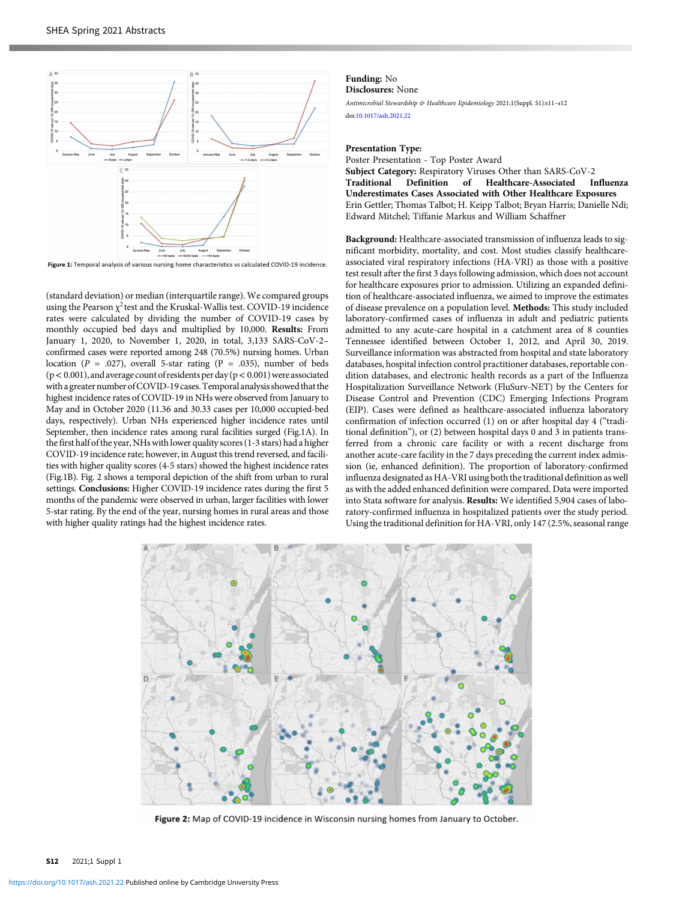A

COVID-19 rate per 10,000 occupied-bed days

January-May June July August September October

—Rural —Urban

B

COVID-19 rate per 10,000 occupied-bed days

January-May June July August September October

—1-3 stars —4-5 stars

C

COVID-19 rate per 10,000 occupied-bed days

January-May June July August September October

—<50 beds —50-93 beds —>93 beds

Figure 1: Temporal analysis of various nursing home characteristics vs calculated COVID-19 incidence.

(standard deviation) or median (interquartile range). We compared groups using the Pearson $\chi^2$ test and the Kruskal-Wallis test. COVID-19 incidence rates were calculated by dividing the number of COVID-19 cases by monthly occupied bed days and multiplied by 10,000. **Results:** From January 1, 2020, to November 1, 2020, in total, 3,133 SARS-CoV-2–confirmed cases were reported among 248 (70.5%) nursing homes. Urban location ($P = .027$), overall 5-star rating ($P = .035$), number of beds ($p < 0.001$), and average count of residents per day ($p < 0.001$) were associated with a greater number of COVID-19 cases. Temporal analysis showed that the highest incidence rates of COVID-19 in NHs were observed from January to May and in October 2020 (11.36 and 30.33 cases per 10,000 occupied-bed days, respectively). Urban NHs experienced higher incidence rates until September, then incidence rates among rural facilities surged (Fig.1A). In the first half of the year, NHs with lower quality scores (1-3 stars) had a higher COVID-19 incidence rate; however, in August this trend reversed, and facilities with higher quality scores (4-5 stars) showed the highest incidence rates (Fig.1B). Fig. 2 shows a temporal depiction of the shift from urban to rural settings. **Conclusions:** Higher COVID-19 incidence rates during the first 5 months of the pandemic were observed in urban, larger facilities with lower 5-star rating. By the end of the year, nursing homes in rural areas and those with higher quality ratings had the highest incidence rates.

**Funding:** No
**Disclosures:** None

*Antimicrobial Stewardship & Healthcare Epidemiology* 2021;1(Suppl. S1):s11–s12
doi:10.1017/ash.2021.22

**Presentation Type:**
Poster Presentation - Top Poster Award
**Subject Category:** Respiratory Viruses Other than SARS-CoV-2

**Traditional Definition of Healthcare-Associated Influenza Underestimates Cases Associated with Other Healthcare Exposures**

Erin Gettler; Thomas Talbot; H. Keipp Talbot; Bryan Harris; Danielle Ndi; Edward Mitchel; Tiffanie Markus and William Schaffner

**Background:** Healthcare-associated transmission of influenza leads to significant morbidity, mortality, and cost. Most studies classify healthcare-associated viral respiratory infections (HA-VRI) as those with a positive test result after the first 3 days following admission, which does not account for healthcare exposures prior to admission. Utilizing an expanded definition of healthcare-associated influenza, we aimed to improve the estimates of disease prevalence on a population level. **Methods:** This study included laboratory-confirmed cases of influenza in adult and pediatric patients admitted to any acute-care hospital in a catchment area of 8 counties Tennessee identified between October 1, 2012, and April 30, 2019. Surveillance information was abstracted from hospital and state laboratory databases, hospital infection control practitioner databases, reportable condition databases, and electronic health records as a part of the Influenza Hospitalization Surveillance Network (FluSurv-NET) by the Centers for Disease Control and Prevention (CDC) Emerging Infections Program (EIP). Cases were defined as healthcare-associated influenza laboratory confirmation of infection occurred (1) on or after hospital day 4 ("traditional definition"), or (2) between hospital days 0 and 3 in patients transferred from a chronic care facility or with a recent discharge from another acute-care facility in the 7 days preceding the current index admission (ie, enhanced definition). The proportion of laboratory-confirmed influenza designated as HA-VRI using both the traditional definition as well as with the added enhanced definition were compared. Data were imported into Stata software for analysis. **Results:** We identified 5,904 cases of laboratory-confirmed influenza in hospitalized patients over the study period. Using the traditional definition for HA-VRI, only 147 (2.5%, seasonal range

A B C D E F

Figure 2: Map of COVID-19 incidence in Wisconsin nursing homes from January to October.